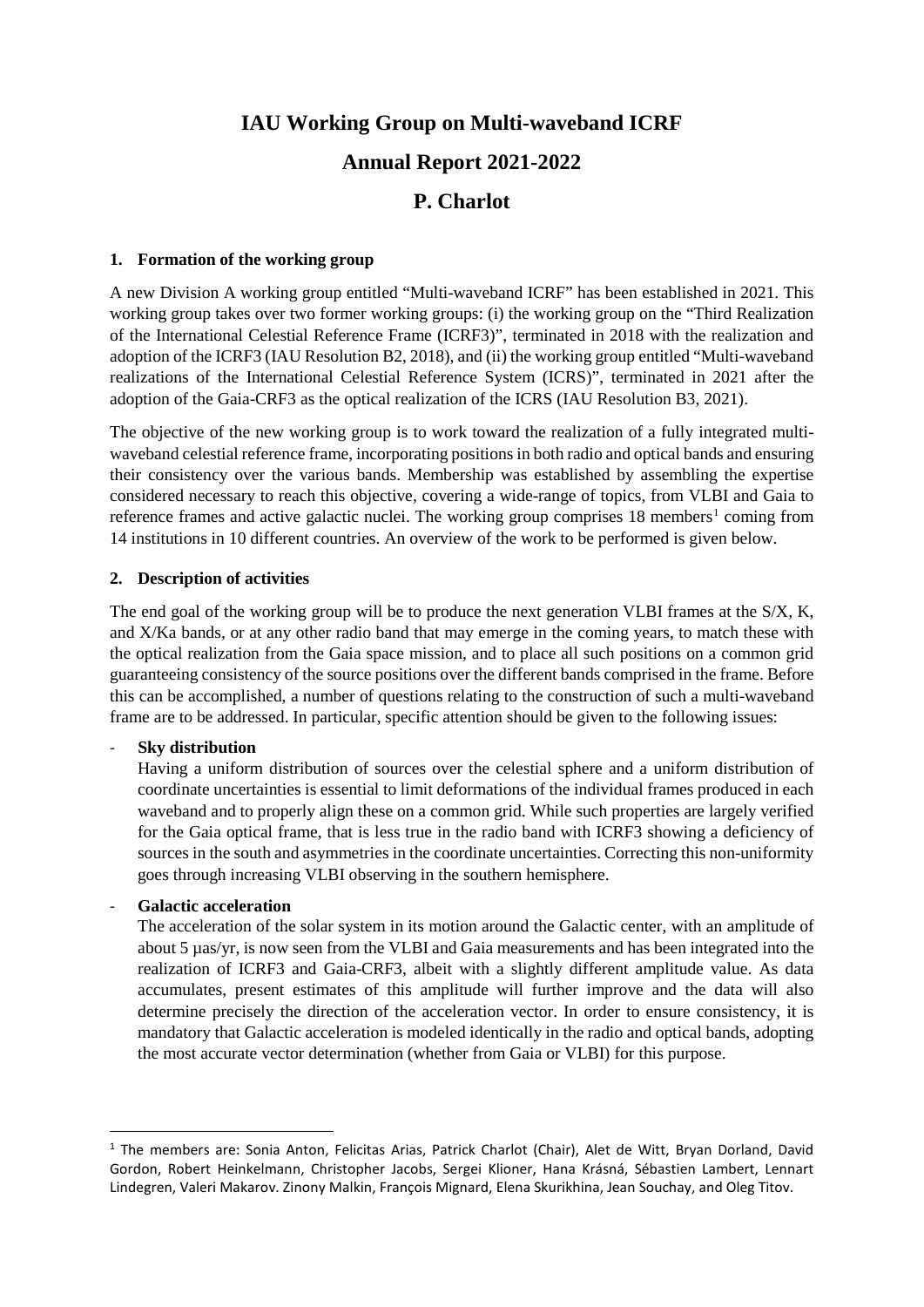# IAU Working Group on Multi-waveband ICRF

# Annual Report 2021-2022

# P. Charlot

## 1. Formation of the working group

A new Division A working group entitled "Multi-waveband ICRF" has been established in 2021. This working group takes over two former working groups: (i) the working group on the "Third Realization of the International Celestial Reference Frame (ICRF3)", terminated in 2018 with the realization and adoption of the ICRF3 (IAU Resolution B2, 2018), and (ii) the working group entitled "Multi-waveband realizations of the International Celestial Reference System (ICRS)", terminated in 2021 after the adoption of the Gaia-CRF3 as the optical realization of the ICRS (IAU Resolution B3, 2021).

The objective of the new working group is to work toward the realization of a fully integrated multi-waveband celestial reference frame, incorporating positions in both radio and optical bands and ensuring their consistency over the various bands. Membership was established by assembling the expertise considered necessary to reach this objective, covering a wide-range of topics, from VLBI and Gaia to reference frames and active galactic nuclei. The working group comprises 18 members[1] coming from 14 institutions in 10 different countries. An overview of the work to be performed is given below.

## 2. Description of activities

The end goal of the working group will be to produce the next generation VLBI frames at the S/X, K, and X/Ka bands, or at any other radio band that may emerge in the coming years, to match these with the optical realization from the Gaia space mission, and to place all such positions on a common grid guaranteeing consistency of the source positions over the different bands comprised in the frame. Before this can be accomplished, a number of questions relating to the construction of such a multi-waveband frame are to be addressed. In particular, specific attention should be given to the following issues:

- **Sky distribution**
  Having a uniform distribution of sources over the celestial sphere and a uniform distribution of coordinate uncertainties is essential to limit deformations of the individual frames produced in each waveband and to properly align these on a common grid. While such properties are largely verified for the Gaia optical frame, that is less true in the radio band with ICRF3 showing a deficiency of sources in the south and asymmetries in the coordinate uncertainties. Correcting this non-uniformity goes through increasing VLBI observing in the southern hemisphere.

- **Galactic acceleration**
  The acceleration of the solar system in its motion around the Galactic center, with an amplitude of about 5 µas/yr, is now seen from the VLBI and Gaia measurements and has been integrated into the realization of ICRF3 and Gaia-CRF3, albeit with a slightly different amplitude value. As data accumulates, present estimates of this amplitude will further improve and the data will also determine precisely the direction of the acceleration vector. In order to ensure consistency, it is mandatory that Galactic acceleration is modeled identically in the radio and optical bands, adopting the most accurate vector determination (whether from Gaia or VLBI) for this purpose.

---

[1] The members are: Sonia Anton, Felicitas Arias, Patrick Charlot (Chair), Alet de Witt, Bryan Dorland, David Gordon, Robert Heinkelmann, Christopher Jacobs, Sergei Klioner, Hana Krásná, Sébastien Lambert, Lennart Lindegren, Valeri Makarov. Zinony Malkin, François Mignard, Elena Skurikhina, Jean Souchay, and Oleg Titov.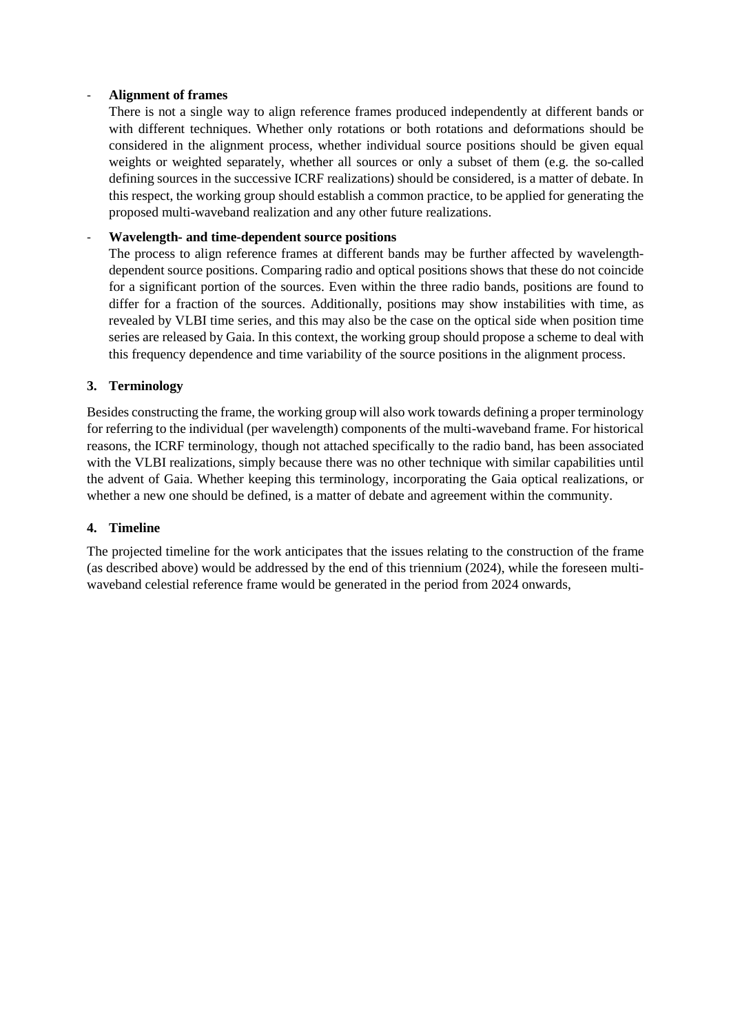- **Alignment of frames**

  There is not a single way to align reference frames produced independently at different bands or with different techniques. Whether only rotations or both rotations and deformations should be considered in the alignment process, whether individual source positions should be given equal weights or weighted separately, whether all sources or only a subset of them (e.g. the so-called defining sources in the successive ICRF realizations) should be considered, is a matter of debate. In this respect, the working group should establish a common practice, to be applied for generating the proposed multi-waveband realization and any other future realizations.

- **Wavelength- and time-dependent source positions**

  The process to align reference frames at different bands may be further affected by wavelength-dependent source positions. Comparing radio and optical positions shows that these do not coincide for a significant portion of the sources. Even within the three radio bands, positions are found to differ for a fraction of the sources. Additionally, positions may show instabilities with time, as revealed by VLBI time series, and this may also be the case on the optical side when position time series are released by Gaia. In this context, the working group should propose a scheme to deal with this frequency dependence and time variability of the source positions in the alignment process.

### 3. Terminology

Besides constructing the frame, the working group will also work towards defining a proper terminology for referring to the individual (per wavelength) components of the multi-waveband frame. For historical reasons, the ICRF terminology, though not attached specifically to the radio band, has been associated with the VLBI realizations, simply because there was no other technique with similar capabilities until the advent of Gaia. Whether keeping this terminology, incorporating the Gaia optical realizations, or whether a new one should be defined, is a matter of debate and agreement within the community.

### 4. Timeline

The projected timeline for the work anticipates that the issues relating to the construction of the frame (as described above) would be addressed by the end of this triennium (2024), while the foreseen multi-waveband celestial reference frame would be generated in the period from 2024 onwards,